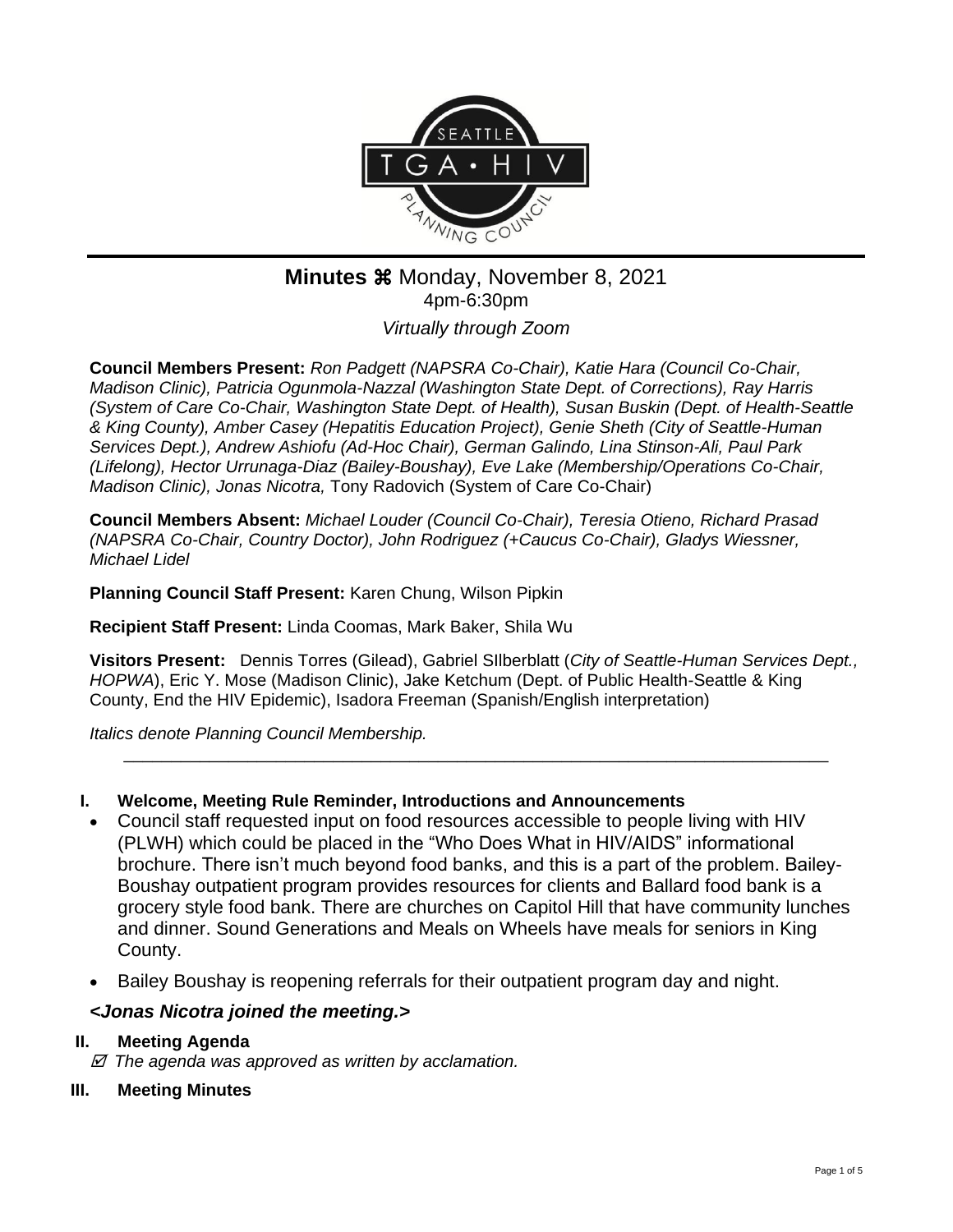# Minutes ⌘ Monday, November 8, 2021

4pm-6:30pm

*Virtually through Zoom*

**Council Members Present:** *Ron Padgett (NAPSRA Co-Chair), Katie Hara (Council Co-Chair, Madison Clinic), Patricia Ogunmola-Nazzal (Washington State Dept. of Corrections), Ray Harris (System of Care Co-Chair, Washington State Dept. of Health), Susan Buskin (Dept. of Health-Seattle & King County), Amber Casey (Hepatitis Education Project), Genie Sheth (City of Seattle-Human Services Dept.), Andrew Ashiofu (Ad-Hoc Chair), German Galindo, Lina Stinson-Ali, Paul Park (Lifelong), Hector Urrunaga-Diaz (Bailey-Boushay), Eve Lake (Membership/Operations Co-Chair, Madison Clinic), Jonas Nicotra,* Tony Radovich (System of Care Co-Chair)

**Council Members Absent:** *Michael Louder (Council Co-Chair), Teresia Otieno, Richard Prasad (NAPSRA Co-Chair, Country Doctor), John Rodriguez (+Caucus Co-Chair), Gladys Wiessner, Michael Lidel*

**Planning Council Staff Present:** Karen Chung, Wilson Pipkin

**Recipient Staff Present:** Linda Coomas, Mark Baker, Shila Wu

**Visitors Present:** Dennis Torres (Gilead), Gabriel SIlberblatt (*City of Seattle-Human Services Dept., HOPWA*), Eric Y. Mose (Madison Clinic), Jake Ketchum (Dept. of Public Health-Seattle & King County, End the HIV Epidemic), Isadora Freeman (Spanish/English interpretation)

*Italics denote Planning Council Membership.*

---

## I. Welcome, Meeting Rule Reminder, Introductions and Announcements

- Council staff requested input on food resources accessible to people living with HIV (PLWH) which could be placed in the "Who Does What in HIV/AIDS" informational brochure. There isn't much beyond food banks, and this is a part of the problem. Bailey-Boushay outpatient program provides resources for clients and Ballard food bank is a grocery style food bank. There are churches on Capitol Hill that have community lunches and dinner. Sound Generations and Meals on Wheels have meals for seniors in King County.
- Bailey Boushay is reopening referrals for their outpatient program day and night.

***<Jonas Nicotra joined the meeting.>***

## II. Meeting Agenda

☑ *The agenda was approved as written by acclamation.*

## III. Meeting Minutes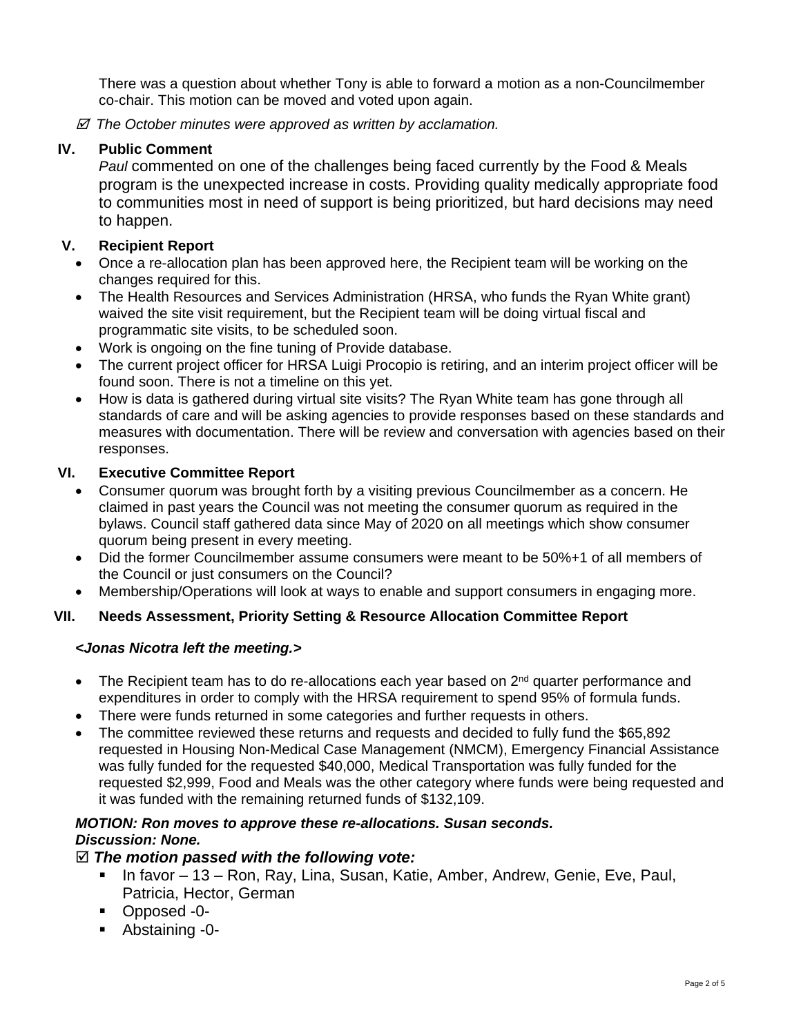There was a question about whether Tony is able to forward a motion as a non-Councilmember co-chair. This motion can be moved and voted upon again.

☑ *The October minutes were approved as written by acclamation.*

## IV. Public Comment

*Paul* commented on one of the challenges being faced currently by the Food & Meals program is the unexpected increase in costs. Providing quality medically appropriate food to communities most in need of support is being prioritized, but hard decisions may need to happen.

## V. Recipient Report

- Once a re-allocation plan has been approved here, the Recipient team will be working on the changes required for this.
- The Health Resources and Services Administration (HRSA, who funds the Ryan White grant) waived the site visit requirement, but the Recipient team will be doing virtual fiscal and programmatic site visits, to be scheduled soon.
- Work is ongoing on the fine tuning of Provide database.
- The current project officer for HRSA Luigi Procopio is retiring, and an interim project officer will be found soon. There is not a timeline on this yet.
- How is data is gathered during virtual site visits? The Ryan White team has gone through all standards of care and will be asking agencies to provide responses based on these standards and measures with documentation. There will be review and conversation with agencies based on their responses.

## VI. Executive Committee Report

- Consumer quorum was brought forth by a visiting previous Councilmember as a concern. He claimed in past years the Council was not meeting the consumer quorum as required in the bylaws. Council staff gathered data since May of 2020 on all meetings which show consumer quorum being present in every meeting.
- Did the former Councilmember assume consumers were meant to be 50%+1 of all members of the Council or just consumers on the Council?
- Membership/Operations will look at ways to enable and support consumers in engaging more.

## VII. Needs Assessment, Priority Setting & Resource Allocation Committee Report

***<Jonas Nicotra left the meeting.>***

- The Recipient team has to do re-allocations each year based on 2nd quarter performance and expenditures in order to comply with the HRSA requirement to spend 95% of formula funds.
- There were funds returned in some categories and further requests in others.
- The committee reviewed these returns and requests and decided to fully fund the $65,892 requested in Housing Non-Medical Case Management (NMCM), Emergency Financial Assistance was fully funded for the requested $40,000, Medical Transportation was fully funded for the requested $2,999, Food and Meals was the other category where funds were being requested and it was funded with the remaining returned funds of $132,109.

***MOTION: Ron moves to approve these re-allocations. Susan seconds.***
***Discussion: None.***

☑ ***The motion passed with the following vote:***

- In favor – 13 – Ron, Ray, Lina, Susan, Katie, Amber, Andrew, Genie, Eve, Paul, Patricia, Hector, German
- Opposed -0-
- Abstaining -0-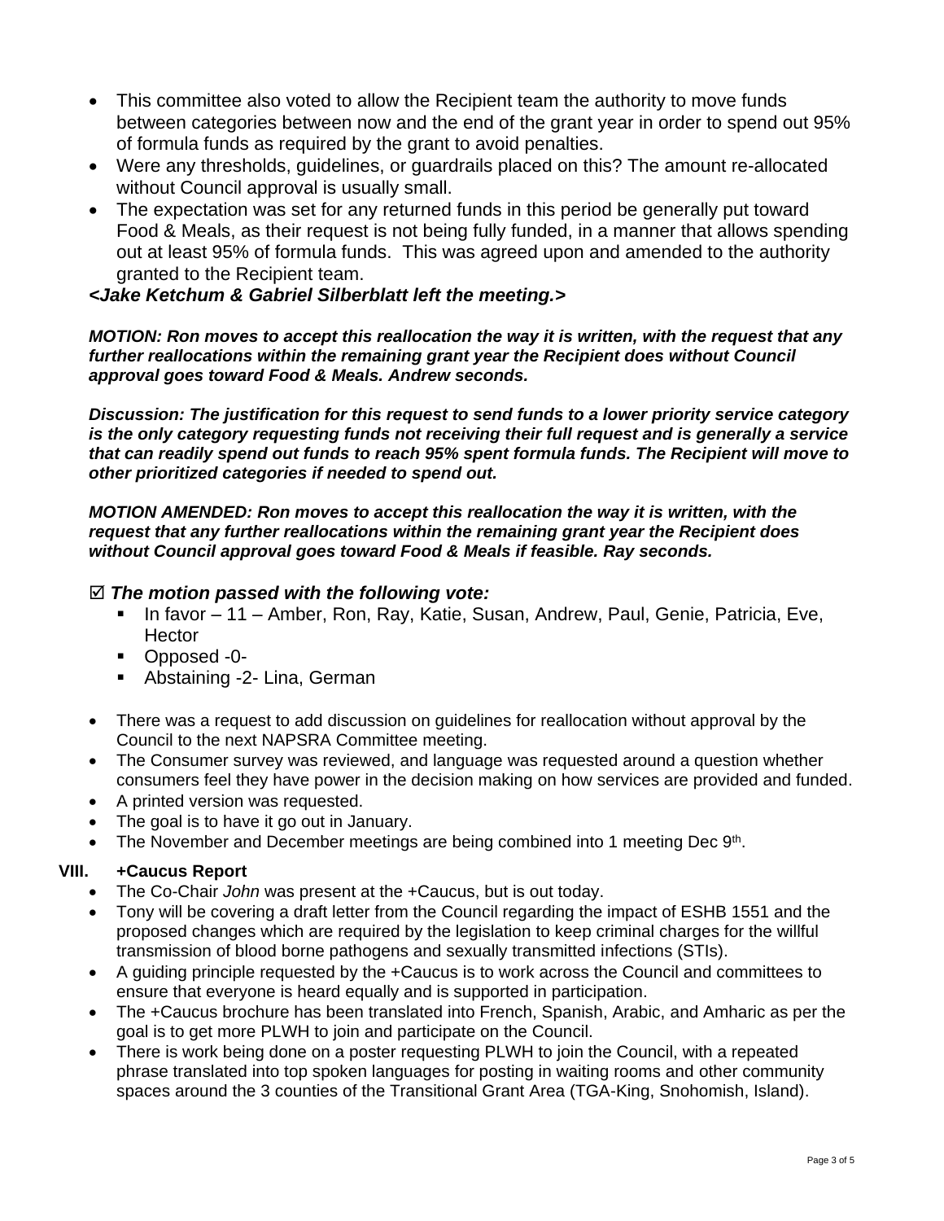- This committee also voted to allow the Recipient team the authority to move funds between categories between now and the end of the grant year in order to spend out 95% of formula funds as required by the grant to avoid penalties.
- Were any thresholds, guidelines, or guardrails placed on this? The amount re-allocated without Council approval is usually small.
- The expectation was set for any returned funds in this period be generally put toward Food & Meals, as their request is not being fully funded, in a manner that allows spending out at least 95% of formula funds. This was agreed upon and amended to the authority granted to the Recipient team.

***<Jake Ketchum & Gabriel Silberblatt left the meeting.>***

***MOTION: Ron moves to accept this reallocation the way it is written, with the request that any further reallocations within the remaining grant year the Recipient does without Council approval goes toward Food & Meals. Andrew seconds.***

***Discussion: The justification for this request to send funds to a lower priority service category is the only category requesting funds not receiving their full request and is generally a service that can readily spend out funds to reach 95% spent formula funds. The Recipient will move to other prioritized categories if needed to spend out.***

***MOTION AMENDED: Ron moves to accept this reallocation the way it is written, with the request that any further reallocations within the remaining grant year the Recipient does without Council approval goes toward Food & Meals if feasible. Ray seconds.***

☑ ***The motion passed with the following vote:***

- In favor – 11 – Amber, Ron, Ray, Katie, Susan, Andrew, Paul, Genie, Patricia, Eve, Hector
- Opposed -0-
- Abstaining -2- Lina, German

- There was a request to add discussion on guidelines for reallocation without approval by the Council to the next NAPSRA Committee meeting.
- The Consumer survey was reviewed, and language was requested around a question whether consumers feel they have power in the decision making on how services are provided and funded.
- A printed version was requested.
- The goal is to have it go out in January.
- The November and December meetings are being combined into 1 meeting Dec 9th.

## VIII. +Caucus Report

- The Co-Chair *John* was present at the +Caucus, but is out today.
- Tony will be covering a draft letter from the Council regarding the impact of ESHB 1551 and the proposed changes which are required by the legislation to keep criminal charges for the willful transmission of blood borne pathogens and sexually transmitted infections (STIs).
- A guiding principle requested by the +Caucus is to work across the Council and committees to ensure that everyone is heard equally and is supported in participation.
- The +Caucus brochure has been translated into French, Spanish, Arabic, and Amharic as per the goal is to get more PLWH to join and participate on the Council.
- There is work being done on a poster requesting PLWH to join the Council, with a repeated phrase translated into top spoken languages for posting in waiting rooms and other community spaces around the 3 counties of the Transitional Grant Area (TGA-King, Snohomish, Island).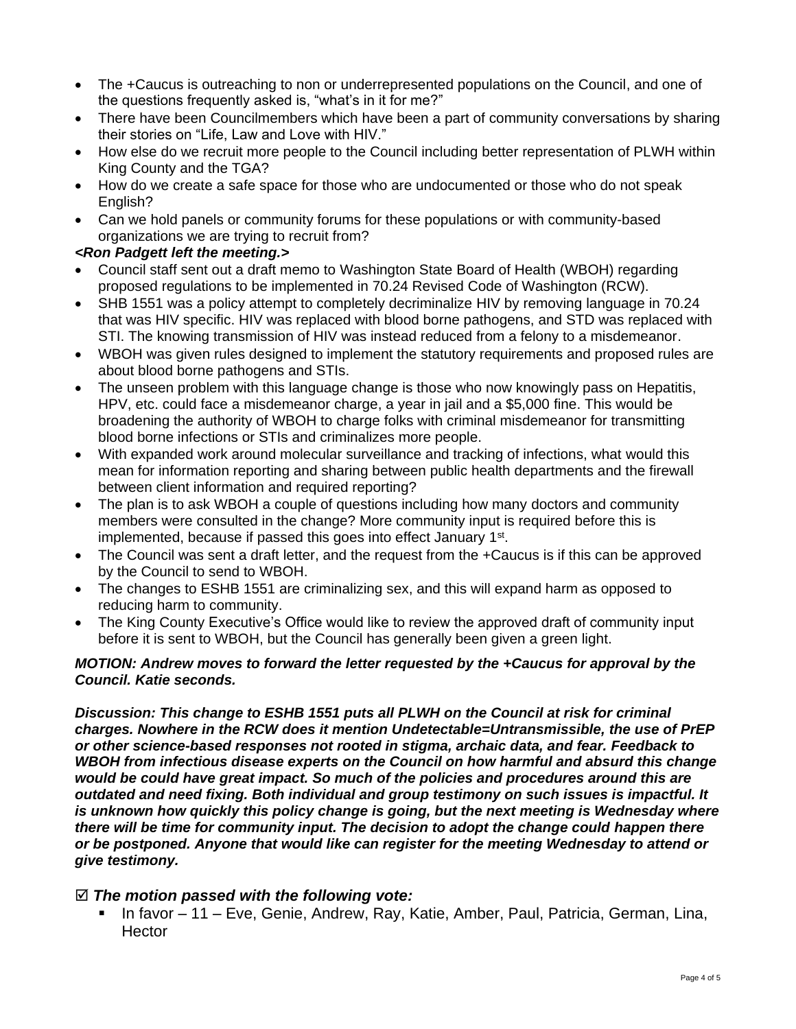- The +Caucus is outreaching to non or underrepresented populations on the Council, and one of the questions frequently asked is, "what's in it for me?"
- There have been Councilmembers which have been a part of community conversations by sharing their stories on "Life, Law and Love with HIV."
- How else do we recruit more people to the Council including better representation of PLWH within King County and the TGA?
- How do we create a safe space for those who are undocumented or those who do not speak English?
- Can we hold panels or community forums for these populations or with community-based organizations we are trying to recruit from?

***<Ron Padgett left the meeting.>***

- Council staff sent out a draft memo to Washington State Board of Health (WBOH) regarding proposed regulations to be implemented in 70.24 Revised Code of Washington (RCW).
- SHB 1551 was a policy attempt to completely decriminalize HIV by removing language in 70.24 that was HIV specific. HIV was replaced with blood borne pathogens, and STD was replaced with STI. The knowing transmission of HIV was instead reduced from a felony to a misdemeanor.
- WBOH was given rules designed to implement the statutory requirements and proposed rules are about blood borne pathogens and STIs.
- The unseen problem with this language change is those who now knowingly pass on Hepatitis, HPV, etc. could face a misdemeanor charge, a year in jail and a $5,000 fine. This would be broadening the authority of WBOH to charge folks with criminal misdemeanor for transmitting blood borne infections or STIs and criminalizes more people.
- With expanded work around molecular surveillance and tracking of infections, what would this mean for information reporting and sharing between public health departments and the firewall between client information and required reporting?
- The plan is to ask WBOH a couple of questions including how many doctors and community members were consulted in the change? More community input is required before this is implemented, because if passed this goes into effect January 1st.
- The Council was sent a draft letter, and the request from the +Caucus is if this can be approved by the Council to send to WBOH.
- The changes to ESHB 1551 are criminalizing sex, and this will expand harm as opposed to reducing harm to community.
- The King County Executive's Office would like to review the approved draft of community input before it is sent to WBOH, but the Council has generally been given a green light.

***MOTION: Andrew moves to forward the letter requested by the +Caucus for approval by the Council. Katie seconds.***

***Discussion: This change to ESHB 1551 puts all PLWH on the Council at risk for criminal charges. Nowhere in the RCW does it mention Undetectable=Untransmissible, the use of PrEP or other science-based responses not rooted in stigma, archaic data, and fear. Feedback to WBOH from infectious disease experts on the Council on how harmful and absurd this change would be could have great impact. So much of the policies and procedures around this are outdated and need fixing. Both individual and group testimony on such issues is impactful. It is unknown how quickly this policy change is going, but the next meeting is Wednesday where there will be time for community input. The decision to adopt the change could happen there or be postponed. Anyone that would like can register for the meeting Wednesday to attend or give testimony.***

☑ ***The motion passed with the following vote:***

- In favor – 11 – Eve, Genie, Andrew, Ray, Katie, Amber, Paul, Patricia, German, Lina, Hector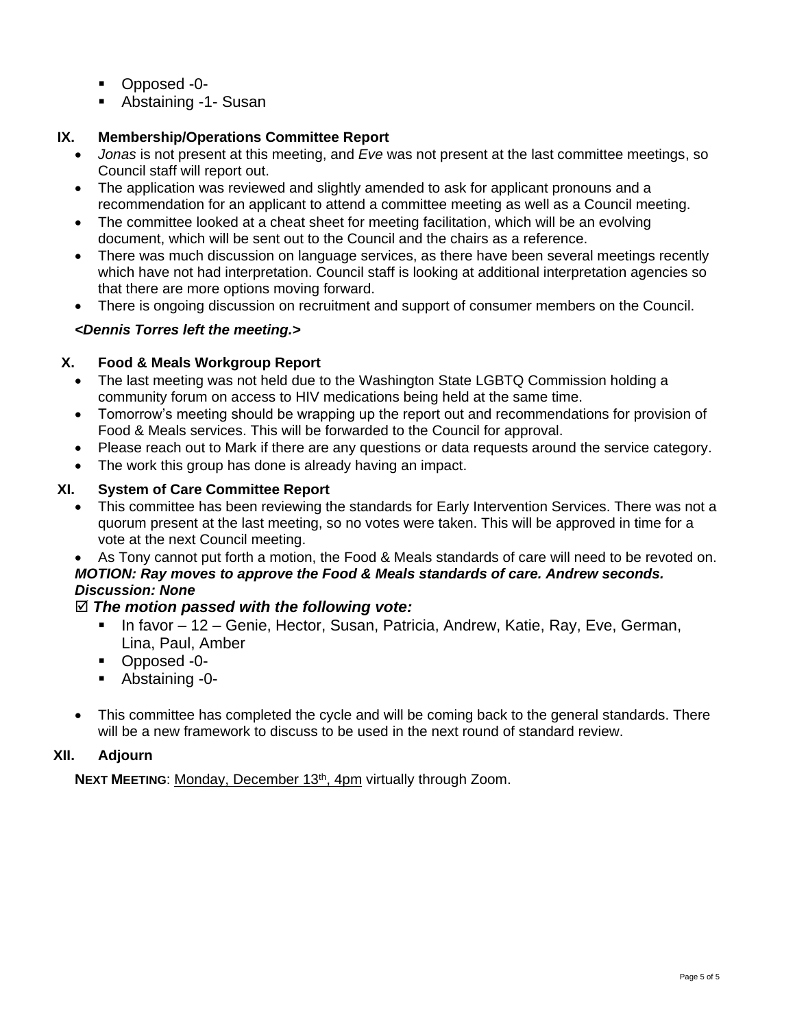- Opposed -0-
- Abstaining -1- Susan

## IX. Membership/Operations Committee Report

- *Jonas* is not present at this meeting, and *Eve* was not present at the last committee meetings, so Council staff will report out.
- The application was reviewed and slightly amended to ask for applicant pronouns and a recommendation for an applicant to attend a committee meeting as well as a Council meeting.
- The committee looked at a cheat sheet for meeting facilitation, which will be an evolving document, which will be sent out to the Council and the chairs as a reference.
- There was much discussion on language services, as there have been several meetings recently which have not had interpretation. Council staff is looking at additional interpretation agencies so that there are more options moving forward.
- There is ongoing discussion on recruitment and support of consumer members on the Council.

***<Dennis Torres left the meeting.>***

## X. Food & Meals Workgroup Report

- The last meeting was not held due to the Washington State LGBTQ Commission holding a community forum on access to HIV medications being held at the same time.
- Tomorrow's meeting should be wrapping up the report out and recommendations for provision of Food & Meals services. This will be forwarded to the Council for approval.
- Please reach out to Mark if there are any questions or data requests around the service category.
- The work this group has done is already having an impact.

## XI. System of Care Committee Report

- This committee has been reviewing the standards for Early Intervention Services. There was not a quorum present at the last meeting, so no votes were taken. This will be approved in time for a vote at the next Council meeting.
- As Tony cannot put forth a motion, the Food & Meals standards of care will need to be revoted on.

***MOTION: Ray moves to approve the Food & Meals standards of care. Andrew seconds.***
***Discussion: None***

☑ ***The motion passed with the following vote:***

- In favor – 12 – Genie, Hector, Susan, Patricia, Andrew, Katie, Ray, Eve, German, Lina, Paul, Amber
- Opposed -0-
- Abstaining -0-

- This committee has completed the cycle and will be coming back to the general standards. There will be a new framework to discuss to be used in the next round of standard review.

## XII. Adjourn

**NEXT MEETING**: Monday, December 13th, 4pm virtually through Zoom.